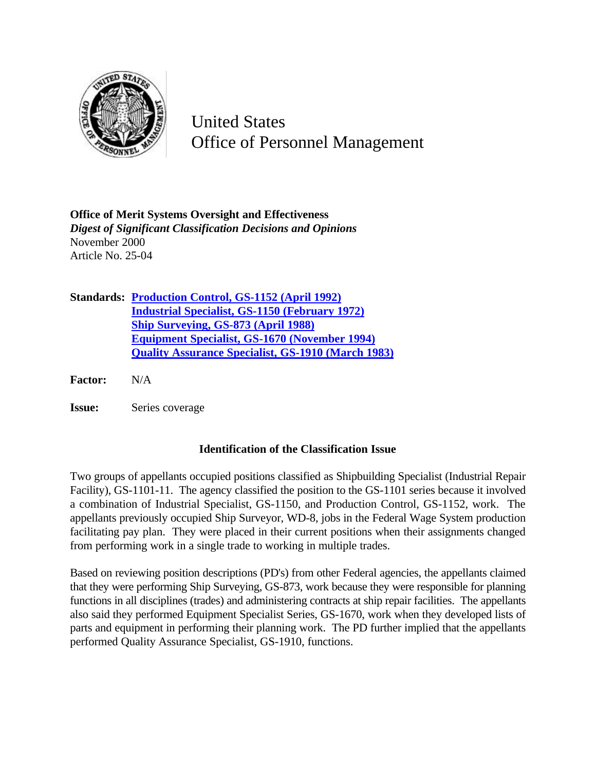United States
Office of Personnel Management

**Office of Merit Systems Oversight and Effectiveness**
*Digest of Significant Classification Decisions and Opinions*
November 2000
Article No. 25-04

**Standards:** **Production Control, GS-1152 (April 1992)**
**Industrial Specialist, GS-1150 (February 1972)**
**Ship Surveying, GS-873 (April 1988)**
**Equipment Specialist, GS-1670 (November 1994)**
**Quality Assurance Specialist, GS-1910 (March 1983)**

**Factor:** N/A

**Issue:** Series coverage

### Identification of the Classification Issue

Two groups of appellants occupied positions classified as Shipbuilding Specialist (Industrial Repair Facility), GS-1101-11. The agency classified the position to the GS-1101 series because it involved a combination of Industrial Specialist, GS-1150, and Production Control, GS-1152, work. The appellants previously occupied Ship Surveyor, WD-8, jobs in the Federal Wage System production facilitating pay plan. They were placed in their current positions when their assignments changed from performing work in a single trade to working in multiple trades.

Based on reviewing position descriptions (PD's) from other Federal agencies, the appellants claimed that they were performing Ship Surveying, GS-873, work because they were responsible for planning functions in all disciplines (trades) and administering contracts at ship repair facilities. The appellants also said they performed Equipment Specialist Series, GS-1670, work when they developed lists of parts and equipment in performing their planning work. The PD further implied that the appellants performed Quality Assurance Specialist, GS-1910, functions.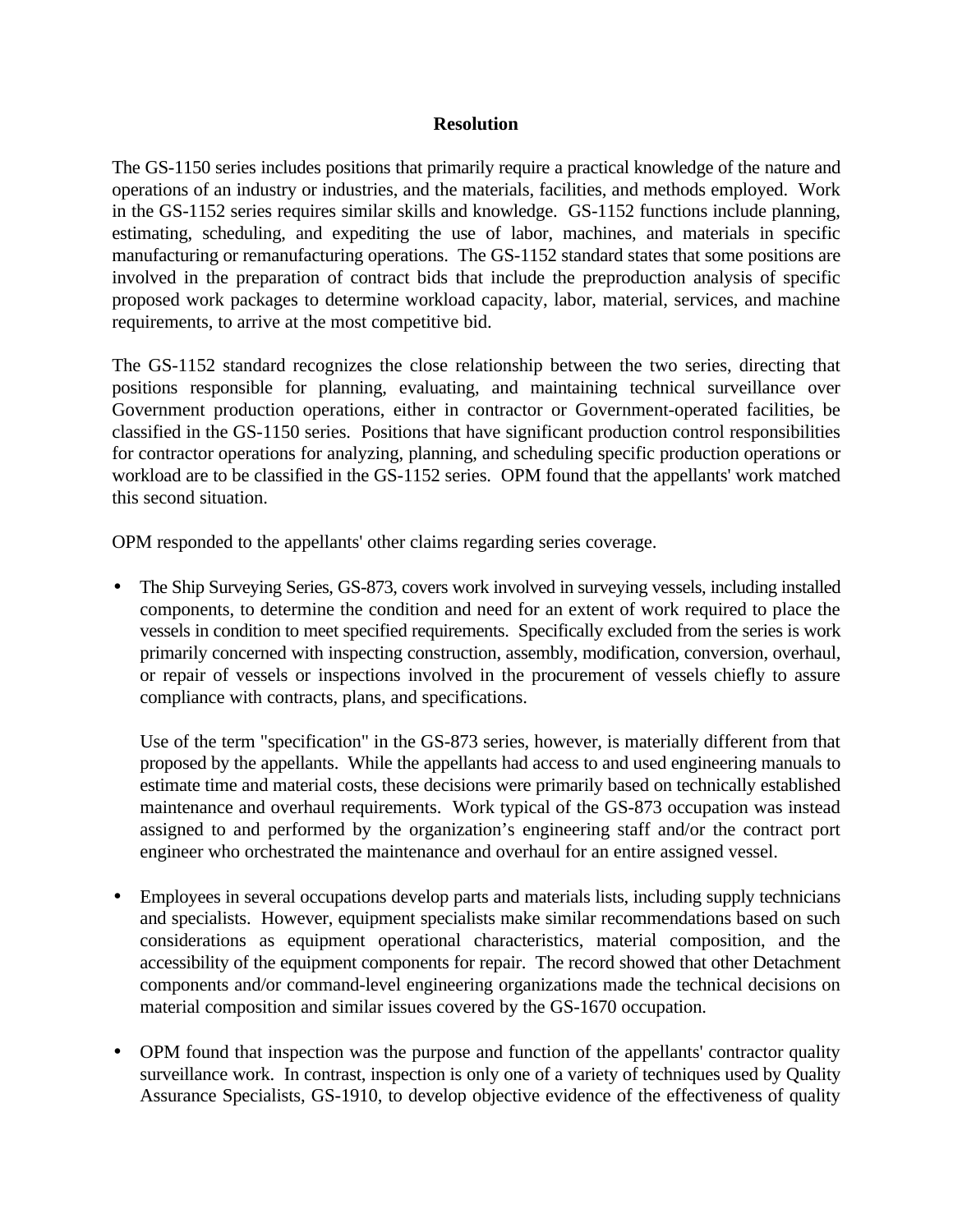## Resolution

The GS-1150 series includes positions that primarily require a practical knowledge of the nature and operations of an industry or industries, and the materials, facilities, and methods employed. Work in the GS-1152 series requires similar skills and knowledge. GS-1152 functions include planning, estimating, scheduling, and expediting the use of labor, machines, and materials in specific manufacturing or remanufacturing operations. The GS-1152 standard states that some positions are involved in the preparation of contract bids that include the preproduction analysis of specific proposed work packages to determine workload capacity, labor, material, services, and machine requirements, to arrive at the most competitive bid.

The GS-1152 standard recognizes the close relationship between the two series, directing that positions responsible for planning, evaluating, and maintaining technical surveillance over Government production operations, either in contractor or Government-operated facilities, be classified in the GS-1150 series. Positions that have significant production control responsibilities for contractor operations for analyzing, planning, and scheduling specific production operations or workload are to be classified in the GS-1152 series. OPM found that the appellants' work matched this second situation.

OPM responded to the appellants' other claims regarding series coverage.

- The Ship Surveying Series, GS-873, covers work involved in surveying vessels, including installed components, to determine the condition and need for an extent of work required to place the vessels in condition to meet specified requirements. Specifically excluded from the series is work primarily concerned with inspecting construction, assembly, modification, conversion, overhaul, or repair of vessels or inspections involved in the procurement of vessels chiefly to assure compliance with contracts, plans, and specifications.

  Use of the term "specification" in the GS-873 series, however, is materially different from that proposed by the appellants. While the appellants had access to and used engineering manuals to estimate time and material costs, these decisions were primarily based on technically established maintenance and overhaul requirements. Work typical of the GS-873 occupation was instead assigned to and performed by the organization's engineering staff and/or the contract port engineer who orchestrated the maintenance and overhaul for an entire assigned vessel.

- Employees in several occupations develop parts and materials lists, including supply technicians and specialists. However, equipment specialists make similar recommendations based on such considerations as equipment operational characteristics, material composition, and the accessibility of the equipment components for repair. The record showed that other Detachment components and/or command-level engineering organizations made the technical decisions on material composition and similar issues covered by the GS-1670 occupation.

- OPM found that inspection was the purpose and function of the appellants' contractor quality surveillance work. In contrast, inspection is only one of a variety of techniques used by Quality Assurance Specialists, GS-1910, to develop objective evidence of the effectiveness of quality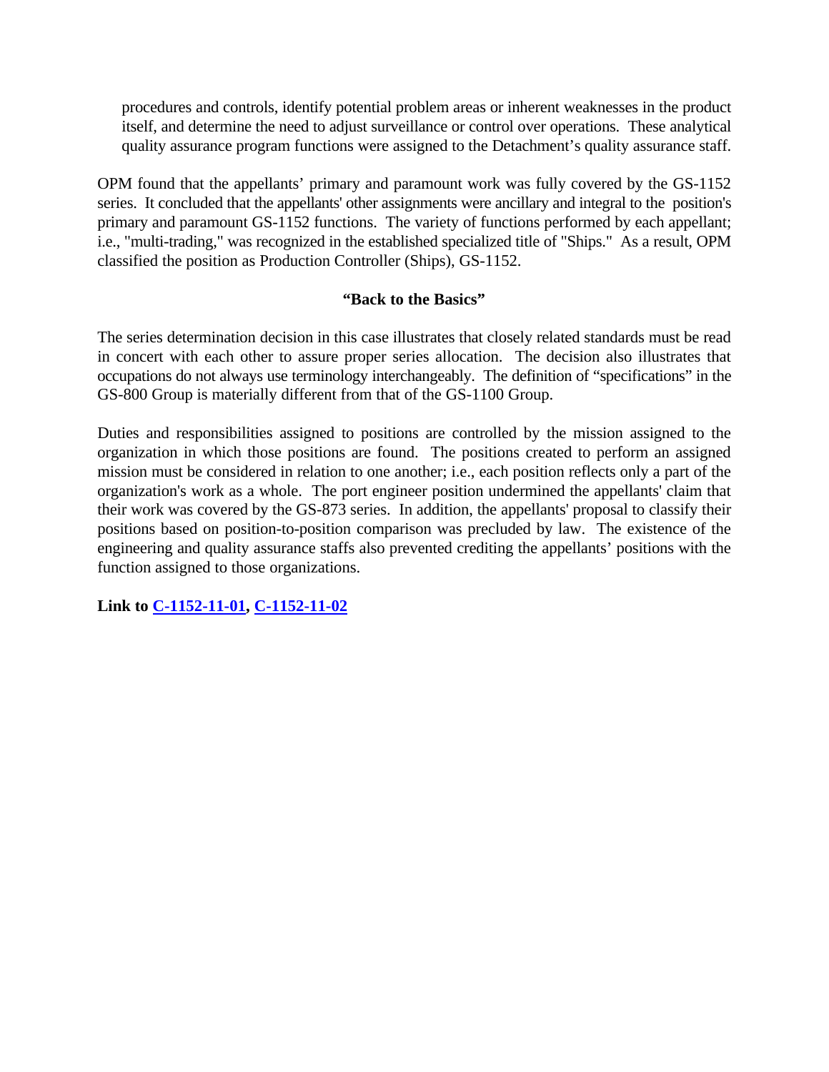procedures and controls, identify potential problem areas or inherent weaknesses in the product itself, and determine the need to adjust surveillance or control over operations. These analytical quality assurance program functions were assigned to the Detachment's quality assurance staff.

OPM found that the appellants' primary and paramount work was fully covered by the GS-1152 series. It concluded that the appellants' other assignments were ancillary and integral to the position's primary and paramount GS-1152 functions. The variety of functions performed by each appellant; i.e., "multi-trading," was recognized in the established specialized title of "Ships." As a result, OPM classified the position as Production Controller (Ships), GS-1152.

**"Back to the Basics"**

The series determination decision in this case illustrates that closely related standards must be read in concert with each other to assure proper series allocation. The decision also illustrates that occupations do not always use terminology interchangeably. The definition of "specifications" in the GS-800 Group is materially different from that of the GS-1100 Group.

Duties and responsibilities assigned to positions are controlled by the mission assigned to the organization in which those positions are found. The positions created to perform an assigned mission must be considered in relation to one another; i.e., each position reflects only a part of the organization's work as a whole. The port engineer position undermined the appellants' claim that their work was covered by the GS-873 series. In addition, the appellants' proposal to classify their positions based on position-to-position comparison was precluded by law. The existence of the engineering and quality assurance staffs also prevented crediting the appellants' positions with the function assigned to those organizations.

**Link to C-1152-11-01, C-1152-11-02**